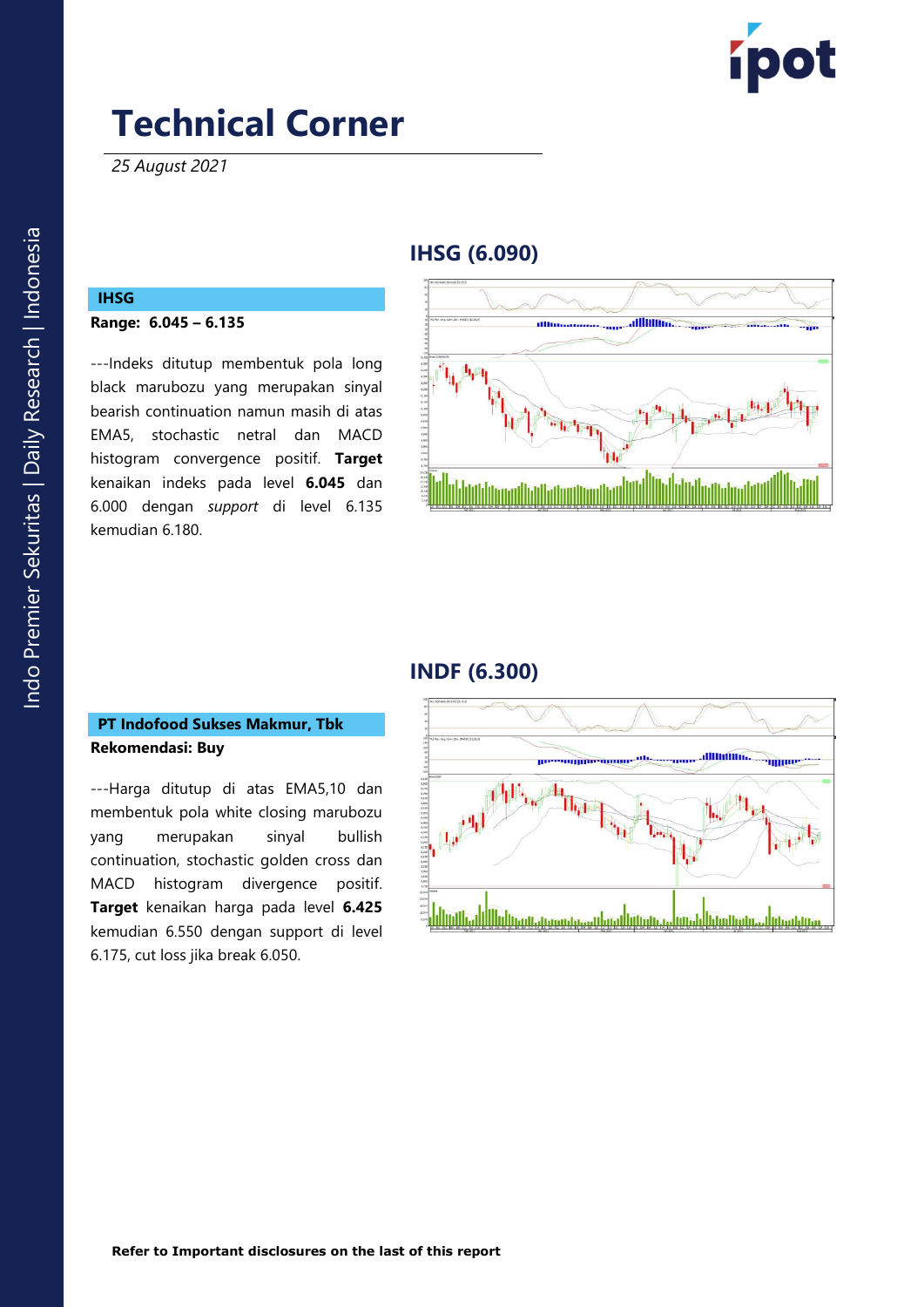# Technical Corner

*25 August 2021*

## IHSG (6.090)

### IHSG

**Range: 6.045 – 6.135**

---Indeks ditutup membentuk pola long black marubozu yang merupakan sinyal bearish continuation namun masih di atas EMA5, stochastic netral dan MACD histogram convergence positif. **Target** kenaikan indeks pada level **6.045** dan 6.000 dengan *support* di level 6.135 kemudian 6.180.

## INDF (6.300)

### PT Indofood Sukses Makmur, Tbk

**Rekomendasi: Buy**

---Harga ditutup di atas EMA5,10 dan membentuk pola white closing marubozu yang merupakan sinyal bullish continuation, stochastic golden cross dan MACD histogram divergence positif. **Target** kenaikan harga pada level **6.425** kemudian 6.550 dengan support di level 6.175, cut loss jika break 6.050.

**Refer to Important disclosures on the last of this report**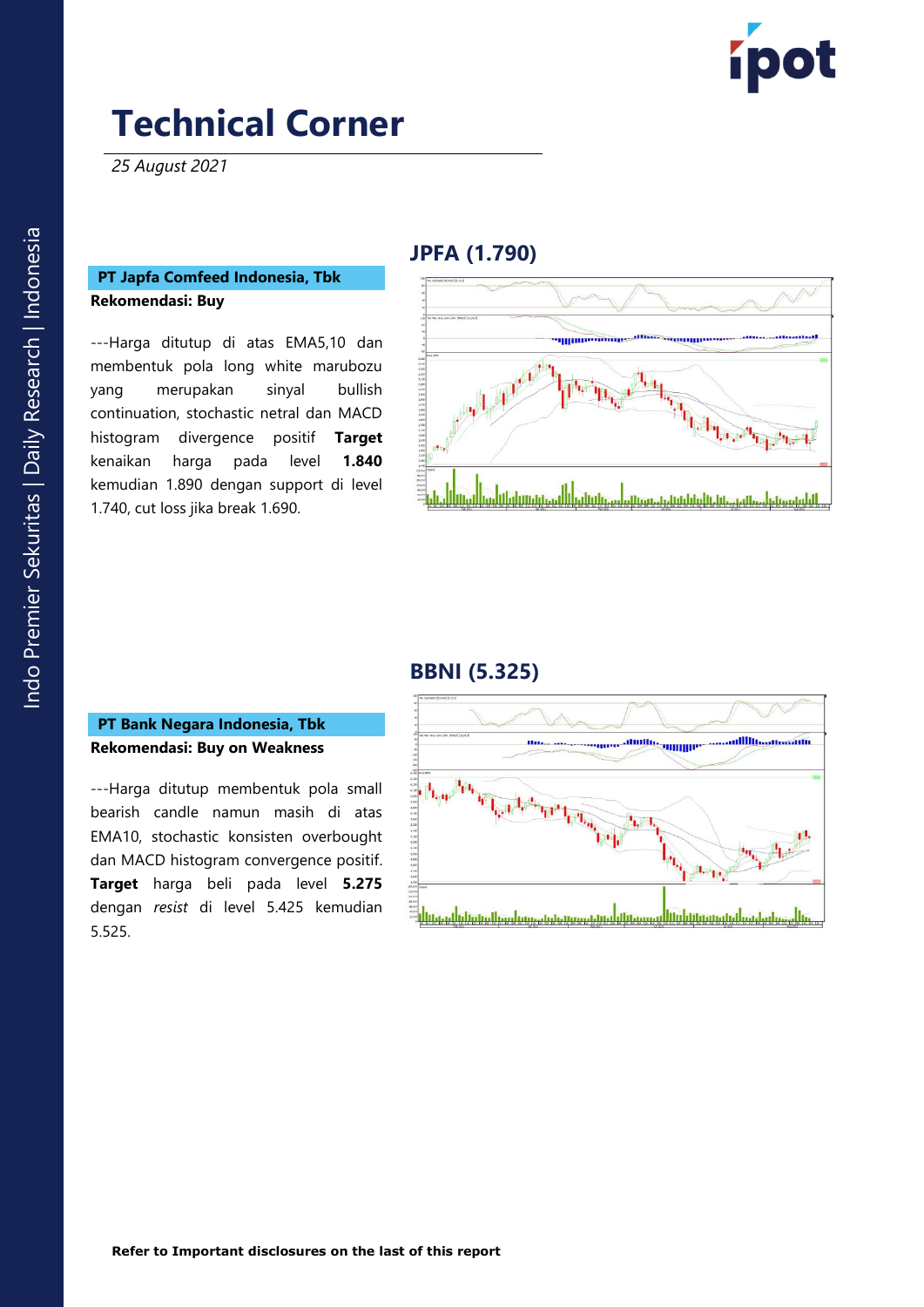# Technical Corner

*25 August 2021*

## JPFA (1.790)

**PT Japfa Comfeed Indonesia, Tbk**

**Rekomendasi: Buy**

---Harga ditutup di atas EMA5,10 dan membentuk pola long white marubozu yang merupakan sinyal bullish continuation, stochastic netral dan MACD histogram divergence positif **Target** kenaikan harga pada level **1.840** kemudian 1.890 dengan support di level 1.740, cut loss jika break 1.690.

## BBNI (5.325)

**PT Bank Negara Indonesia, Tbk**

**Rekomendasi: Buy on Weakness**

---Harga ditutup membentuk pola small bearish candle namun masih di atas EMA10, stochastic konsisten overbought dan MACD histogram convergence positif. **Target** harga beli pada level **5.275** dengan *resist* di level 5.425 kemudian 5.525.

**Refer to Important disclosures on the last of this report**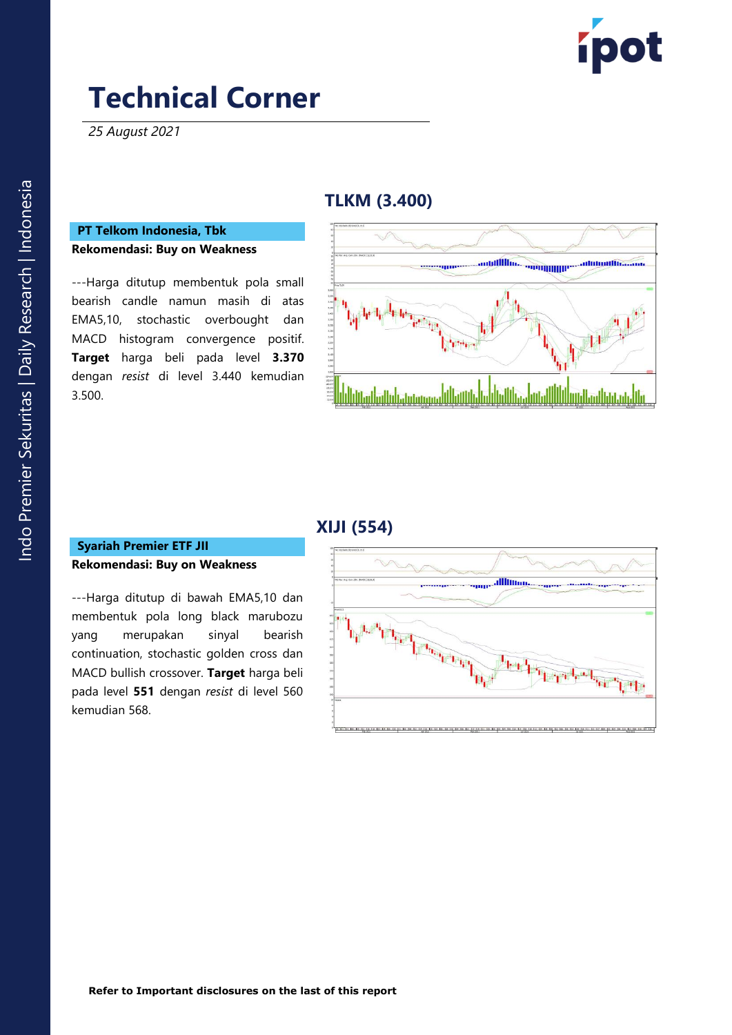# Technical Corner

*25 August 2021*

## TLKM (3.400)

**PT Telkom Indonesia, Tbk**

**Rekomendasi: Buy on Weakness**

---Harga ditutup membentuk pola small bearish candle namun masih di atas EMA5,10, stochastic overbought dan MACD histogram convergence positif. **Target** harga beli pada level **3.370** dengan *resist* di level 3.440 kemudian 3.500.

## XIJI (554)

**Syariah Premier ETF JII**

**Rekomendasi: Buy on Weakness**

---Harga ditutup di bawah EMA5,10 dan membentuk pola long black marubozu yang merupakan sinyal bearish continuation, stochastic golden cross dan MACD bullish crossover. **Target** harga beli pada level **551** dengan *resist* di level 560 kemudian 568.

**Refer to Important disclosures on the last of this report**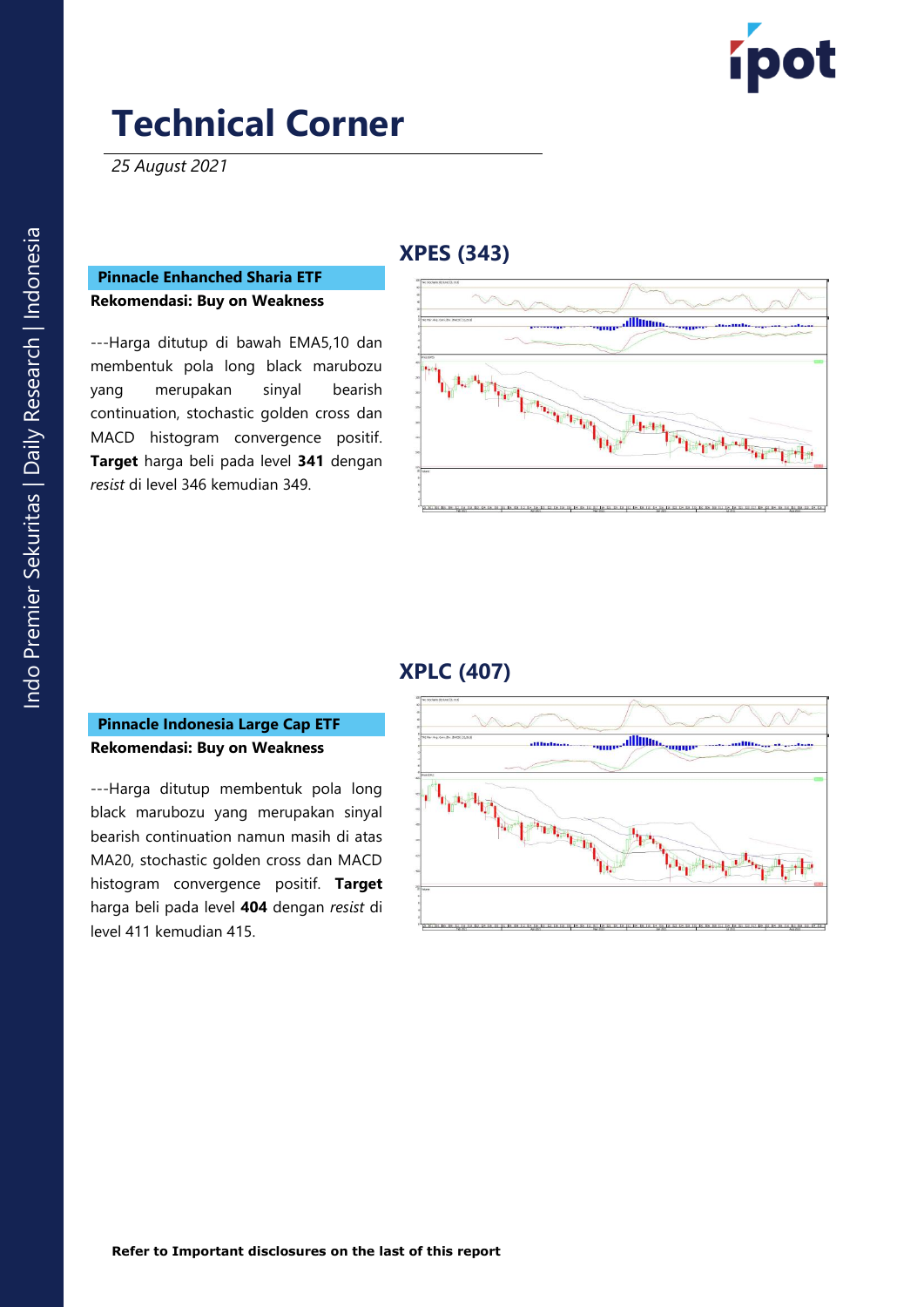# Technical Corner

*25 August 2021*

## XPES (343)

**Pinnacle Enhanched Sharia ETF**

**Rekomendasi: Buy on Weakness**

---Harga ditutup di bawah EMA5,10 dan membentuk pola long black marubozu yang merupakan sinyal bearish continuation, stochastic golden cross dan MACD histogram convergence positif. **Target** harga beli pada level **341** dengan *resist* di level 346 kemudian 349.

## XPLC (407)

**Pinnacle Indonesia Large Cap ETF**

**Rekomendasi: Buy on Weakness**

---Harga ditutup membentuk pola long black marubozu yang merupakan sinyal bearish continuation namun masih di atas MA20, stochastic golden cross dan MACD histogram convergence positif. **Target** harga beli pada level **404** dengan *resist* di level 411 kemudian 415.

**Refer to Important disclosures on the last of this report**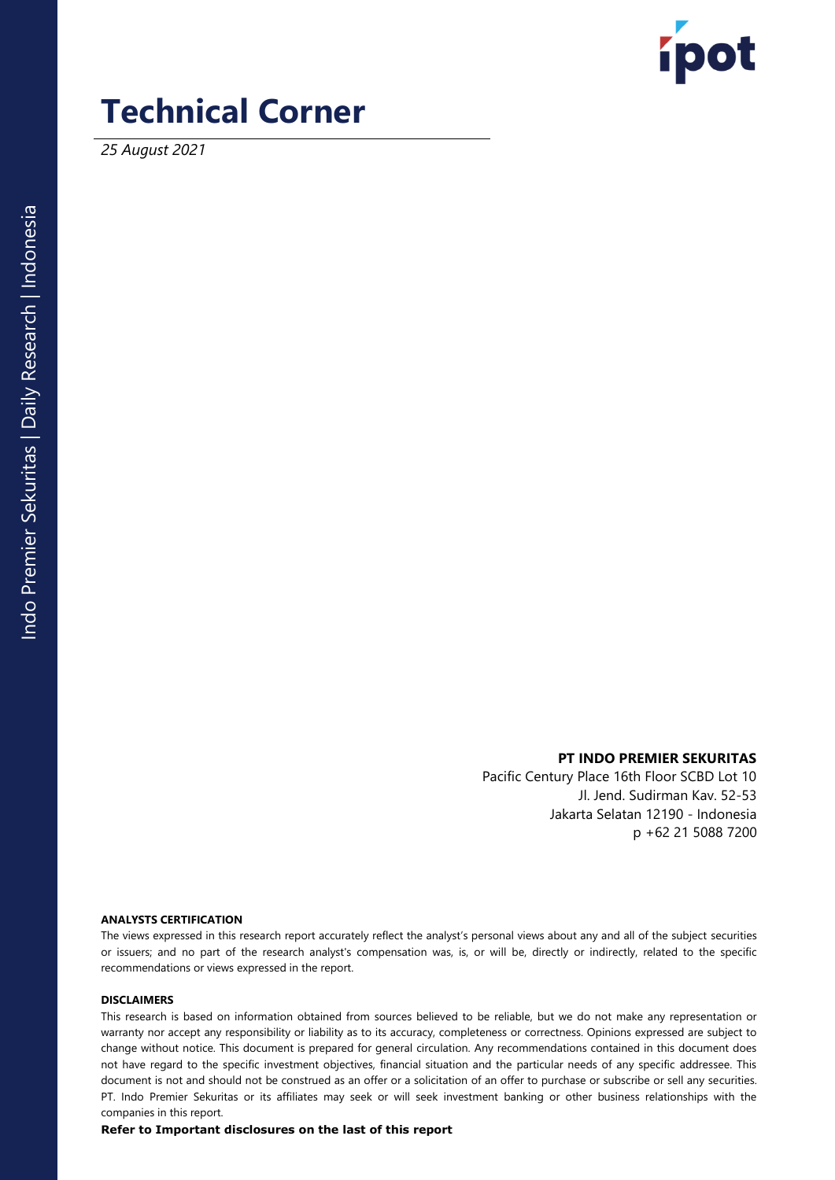# Technical Corner

*25 August 2021*

**PT INDO PREMIER SEKURITAS**

Pacific Century Place 16th Floor SCBD Lot 10
Jl. Jend. Sudirman Kav. 52-53
Jakarta Selatan 12190 - Indonesia
p +62 21 5088 7200

**ANALYSTS CERTIFICATION**

The views expressed in this research report accurately reflect the analyst's personal views about any and all of the subject securities or issuers; and no part of the research analyst's compensation was, is, or will be, directly or indirectly, related to the specific recommendations or views expressed in the report.

**DISCLAIMERS**

This research is based on information obtained from sources believed to be reliable, but we do not make any representation or warranty nor accept any responsibility or liability as to its accuracy, completeness or correctness. Opinions expressed are subject to change without notice. This document is prepared for general circulation. Any recommendations contained in this document does not have regard to the specific investment objectives, financial situation and the particular needs of any specific addressee. This document is not and should not be construed as an offer or a solicitation of an offer to purchase or subscribe or sell any securities. PT. Indo Premier Sekuritas or its affiliates may seek or will seek investment banking or other business relationships with the companies in this report.

**Refer to Important disclosures on the last of this report**